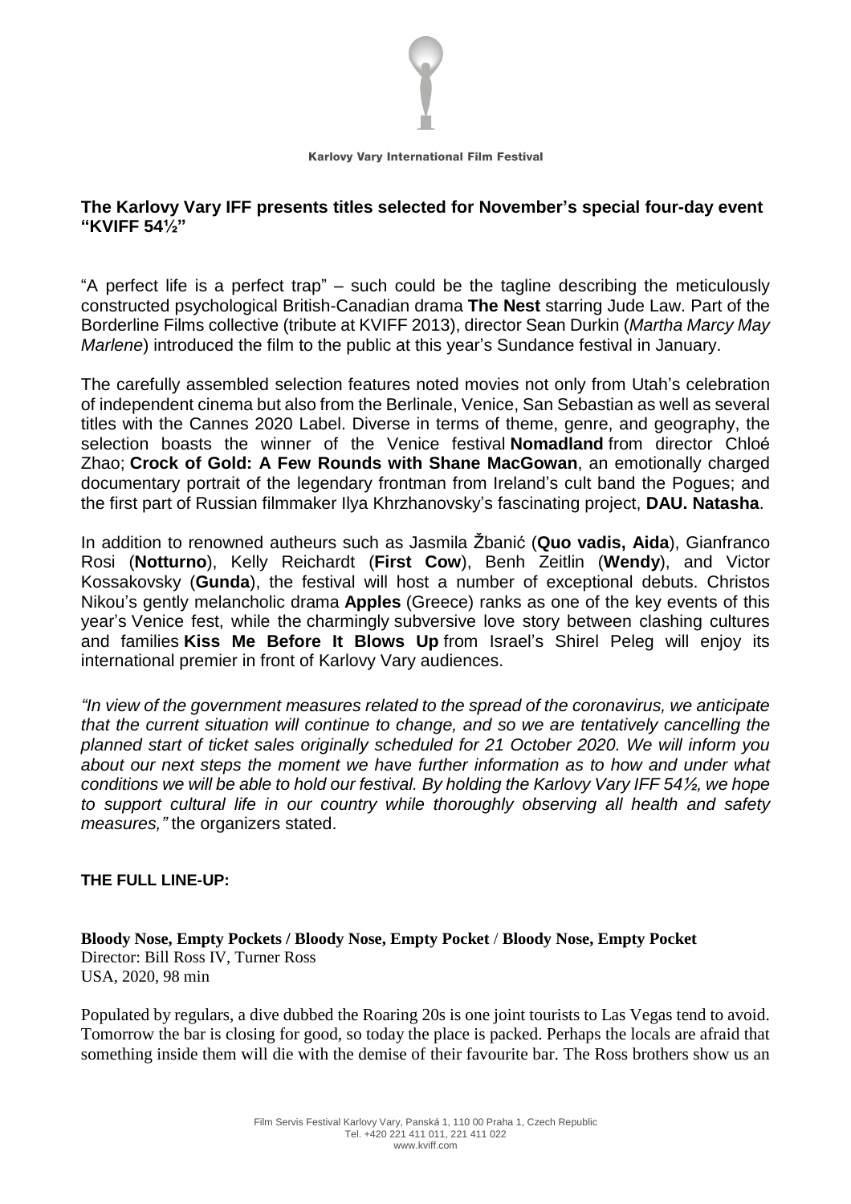Karlovy Vary International Film Festival

## The Karlovy Vary IFF presents titles selected for November's special four-day event "KVIFF 54½"

"A perfect life is a perfect trap" – such could be the tagline describing the meticulously constructed psychological British-Canadian drama **The Nest** starring Jude Law. Part of the Borderline Films collective (tribute at KVIFF 2013), director Sean Durkin (*Martha Marcy May Marlene*) introduced the film to the public at this year's Sundance festival in January.

The carefully assembled selection features noted movies not only from Utah's celebration of independent cinema but also from the Berlinale, Venice, San Sebastian as well as several titles with the Cannes 2020 Label. Diverse in terms of theme, genre, and geography, the selection boasts the winner of the Venice festival **Nomadland** from director Chloé Zhao; **Crock of Gold: A Few Rounds with Shane MacGowan**, an emotionally charged documentary portrait of the legendary frontman from Ireland's cult band the Pogues; and the first part of Russian filmmaker Ilya Khrzhanovsky's fascinating project, **DAU. Natasha**.

In addition to renowned autheurs such as Jasmila Žbanić (**Quo vadis, Aida**), Gianfranco Rosi (**Notturno**), Kelly Reichardt (**First Cow**), Benh Zeitlin (**Wendy**), and Victor Kossakovsky (**Gunda**), the festival will host a number of exceptional debuts. Christos Nikou's gently melancholic drama **Apples** (Greece) ranks as one of the key events of this year's Venice fest, while the charmingly subversive love story between clashing cultures and families **Kiss Me Before It Blows Up** from Israel's Shirel Peleg will enjoy its international premier in front of Karlovy Vary audiences.

*"In view of the government measures related to the spread of the coronavirus, we anticipate that the current situation will continue to change, and so we are tentatively cancelling the planned start of ticket sales originally scheduled for 21 October 2020. We will inform you about our next steps the moment we have further information as to how and under what conditions we will be able to hold our festival. By holding the Karlovy Vary IFF 54½, we hope to support cultural life in our country while thoroughly observing all health and safety measures,"* the organizers stated.

**THE FULL LINE-UP:**

**Bloody Nose, Empty Pockets / Bloody Nose, Empty Pocket / Bloody Nose, Empty Pocket**
Director: Bill Ross IV, Turner Ross
USA, 2020, 98 min

Populated by regulars, a dive dubbed the Roaring 20s is one joint tourists to Las Vegas tend to avoid. Tomorrow the bar is closing for good, so today the place is packed. Perhaps the locals are afraid that something inside them will die with the demise of their favourite bar. The Ross brothers show us an

Film Servis Festival Karlovy Vary, Panská 1, 110 00 Praha 1, Czech Republic
Tel. +420 221 411 011, 221 411 022
www.kviff.com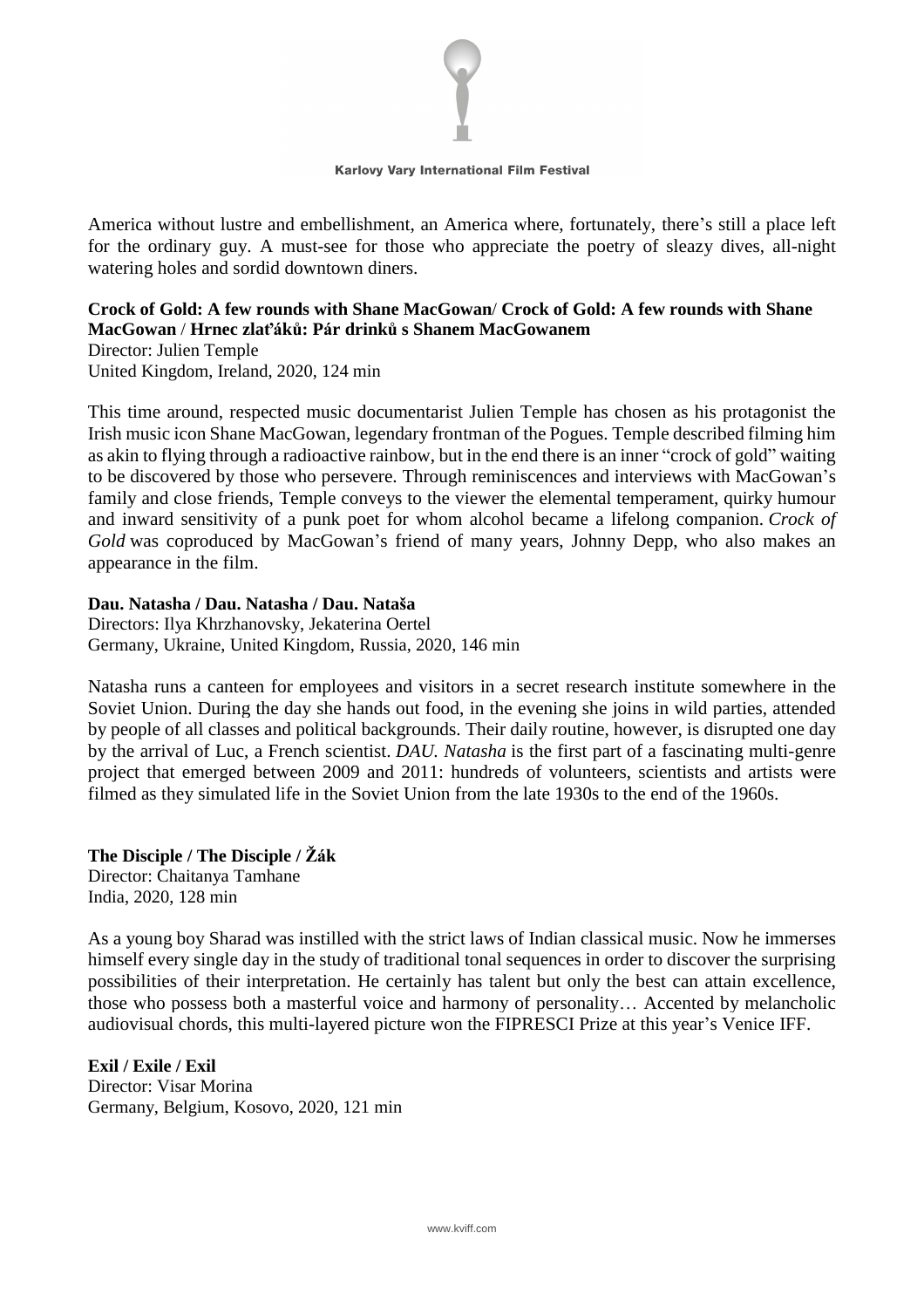America without lustre and embellishment, an America where, fortunately, there's still a place left for the ordinary guy. A must-see for those who appreciate the poetry of sleazy dives, all-night watering holes and sordid downtown diners.

**Crock of Gold: A few rounds with Shane MacGowan**/ **Crock of Gold: A few rounds with Shane MacGowan** / **Hrnec zlaťáků: Pár drinků s Shanem MacGowanem**
Director: Julien Temple
United Kingdom, Ireland, 2020, 124 min

This time around, respected music documentarist Julien Temple has chosen as his protagonist the Irish music icon Shane MacGowan, legendary frontman of the Pogues. Temple described filming him as akin to flying through a radioactive rainbow, but in the end there is an inner "crock of gold" waiting to be discovered by those who persevere. Through reminiscences and interviews with MacGowan's family and close friends, Temple conveys to the viewer the elemental temperament, quirky humour and inward sensitivity of a punk poet for whom alcohol became a lifelong companion. *Crock of Gold* was coproduced by MacGowan's friend of many years, Johnny Depp, who also makes an appearance in the film.

**Dau. Natasha / Dau. Natasha / Dau. Nataša**
Directors: Ilya Khrzhanovsky, Jekaterina Oertel
Germany, Ukraine, United Kingdom, Russia, 2020, 146 min

Natasha runs a canteen for employees and visitors in a secret research institute somewhere in the Soviet Union. During the day she hands out food, in the evening she joins in wild parties, attended by people of all classes and political backgrounds. Their daily routine, however, is disrupted one day by the arrival of Luc, a French scientist. *DAU. Natasha* is the first part of a fascinating multi-genre project that emerged between 2009 and 2011: hundreds of volunteers, scientists and artists were filmed as they simulated life in the Soviet Union from the late 1930s to the end of the 1960s.

**The Disciple / The Disciple / Žák**
Director: Chaitanya Tamhane
India, 2020, 128 min

As a young boy Sharad was instilled with the strict laws of Indian classical music. Now he immerses himself every single day in the study of traditional tonal sequences in order to discover the surprising possibilities of their interpretation. He certainly has talent but only the best can attain excellence, those who possess both a masterful voice and harmony of personality… Accented by melancholic audiovisual chords, this multi-layered picture won the FIPRESCI Prize at this year's Venice IFF.

**Exil / Exile / Exil**
Director: Visar Morina
Germany, Belgium, Kosovo, 2020, 121 min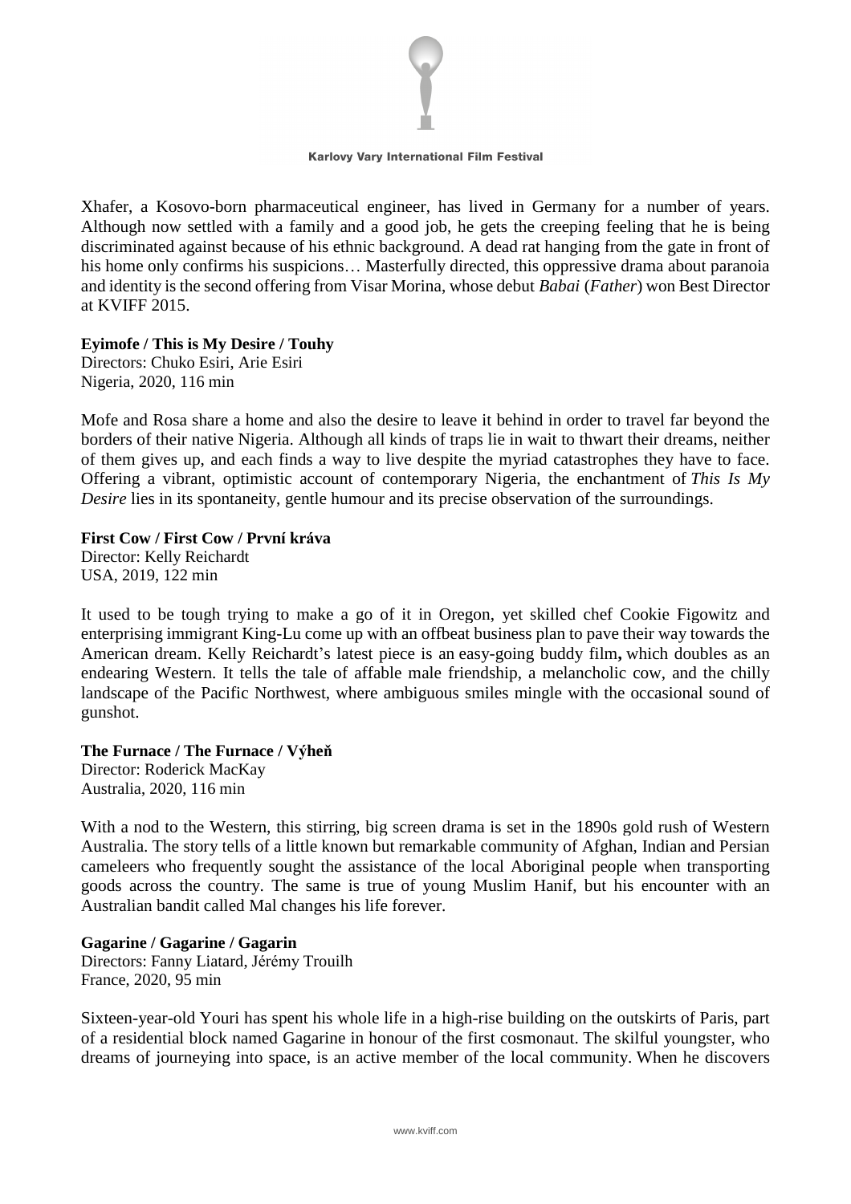Xhafer, a Kosovo-born pharmaceutical engineer, has lived in Germany for a number of years. Although now settled with a family and a good job, he gets the creeping feeling that he is being discriminated against because of his ethnic background. A dead rat hanging from the gate in front of his home only confirms his suspicions… Masterfully directed, this oppressive drama about paranoia and identity is the second offering from Visar Morina, whose debut *Babai* (*Father*) won Best Director at KVIFF 2015.

**Eyimofe / This is My Desire / Touhy**
Directors: Chuko Esiri, Arie Esiri
Nigeria, 2020, 116 min

Mofe and Rosa share a home and also the desire to leave it behind in order to travel far beyond the borders of their native Nigeria. Although all kinds of traps lie in wait to thwart their dreams, neither of them gives up, and each finds a way to live despite the myriad catastrophes they have to face. Offering a vibrant, optimistic account of contemporary Nigeria, the enchantment of *This Is My Desire* lies in its spontaneity, gentle humour and its precise observation of the surroundings.

**First Cow / First Cow / První kráva**
Director: Kelly Reichardt
USA, 2019, 122 min

It used to be tough trying to make a go of it in Oregon, yet skilled chef Cookie Figowitz and enterprising immigrant King-Lu come up with an offbeat business plan to pave their way towards the American dream. Kelly Reichardt's latest piece is an easy-going buddy film**,** which doubles as an endearing Western. It tells the tale of affable male friendship, a melancholic cow, and the chilly landscape of the Pacific Northwest, where ambiguous smiles mingle with the occasional sound of gunshot.

**The Furnace / The Furnace / Výheň**
Director: Roderick MacKay
Australia, 2020, 116 min

With a nod to the Western, this stirring, big screen drama is set in the 1890s gold rush of Western Australia. The story tells of a little known but remarkable community of Afghan, Indian and Persian cameleers who frequently sought the assistance of the local Aboriginal people when transporting goods across the country. The same is true of young Muslim Hanif, but his encounter with an Australian bandit called Mal changes his life forever.

**Gagarine / Gagarine / Gagarin**
Directors: Fanny Liatard, Jérémy Trouilh
France, 2020, 95 min

Sixteen-year-old Youri has spent his whole life in a high-rise building on the outskirts of Paris, part of a residential block named Gagarine in honour of the first cosmonaut. The skilful youngster, who dreams of journeying into space, is an active member of the local community. When he discovers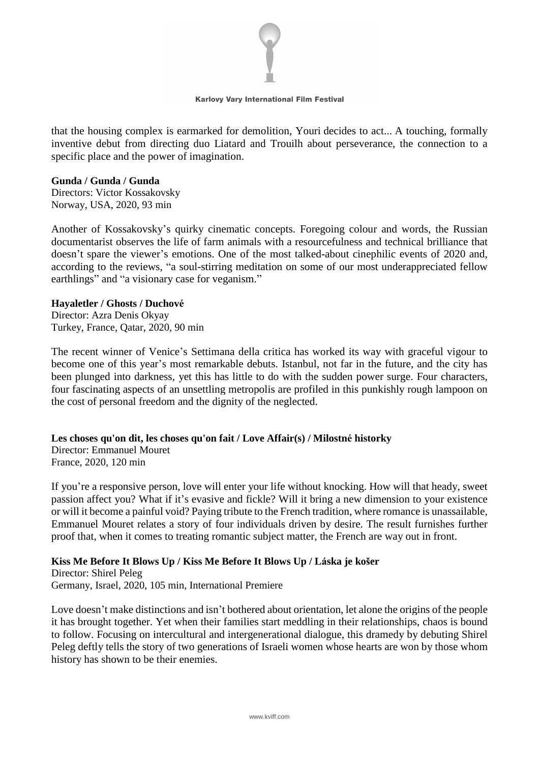that the housing complex is earmarked for demolition, Youri decides to act... A touching, formally inventive debut from directing duo Liatard and Trouilh about perseverance, the connection to a specific place and the power of imagination.

**Gunda / Gunda / Gunda**
Directors: Victor Kossakovsky
Norway, USA, 2020, 93 min

Another of Kossakovsky's quirky cinematic concepts. Foregoing colour and words, the Russian documentarist observes the life of farm animals with a resourcefulness and technical brilliance that doesn't spare the viewer's emotions. One of the most talked-about cinephilic events of 2020 and, according to the reviews, "a soul-stirring meditation on some of our most underappreciated fellow earthlings" and "a visionary case for veganism."

**Hayaletler / Ghosts / Duchové**
Director: Azra Denis Okyay
Turkey, France, Qatar, 2020, 90 min

The recent winner of Venice's Settimana della critica has worked its way with graceful vigour to become one of this year's most remarkable debuts. Istanbul, not far in the future, and the city has been plunged into darkness, yet this has little to do with the sudden power surge. Four characters, four fascinating aspects of an unsettling metropolis are profiled in this punkishly rough lampoon on the cost of personal freedom and the dignity of the neglected.

**Les choses qu'on dit, les choses qu'on fait / Love Affair(s) / Milostné historky**
Director: Emmanuel Mouret
France, 2020, 120 min

If you're a responsive person, love will enter your life without knocking. How will that heady, sweet passion affect you? What if it's evasive and fickle? Will it bring a new dimension to your existence or will it become a painful void? Paying tribute to the French tradition, where romance is unassailable, Emmanuel Mouret relates a story of four individuals driven by desire. The result furnishes further proof that, when it comes to treating romantic subject matter, the French are way out in front.

**Kiss Me Before It Blows Up / Kiss Me Before It Blows Up / Láska je košer**
Director: Shirel Peleg
Germany, Israel, 2020, 105 min, International Premiere

Love doesn't make distinctions and isn't bothered about orientation, let alone the origins of the people it has brought together. Yet when their families start meddling in their relationships, chaos is bound to follow. Focusing on intercultural and intergenerational dialogue, this dramedy by debuting Shirel Peleg deftly tells the story of two generations of Israeli women whose hearts are won by those whom history has shown to be their enemies.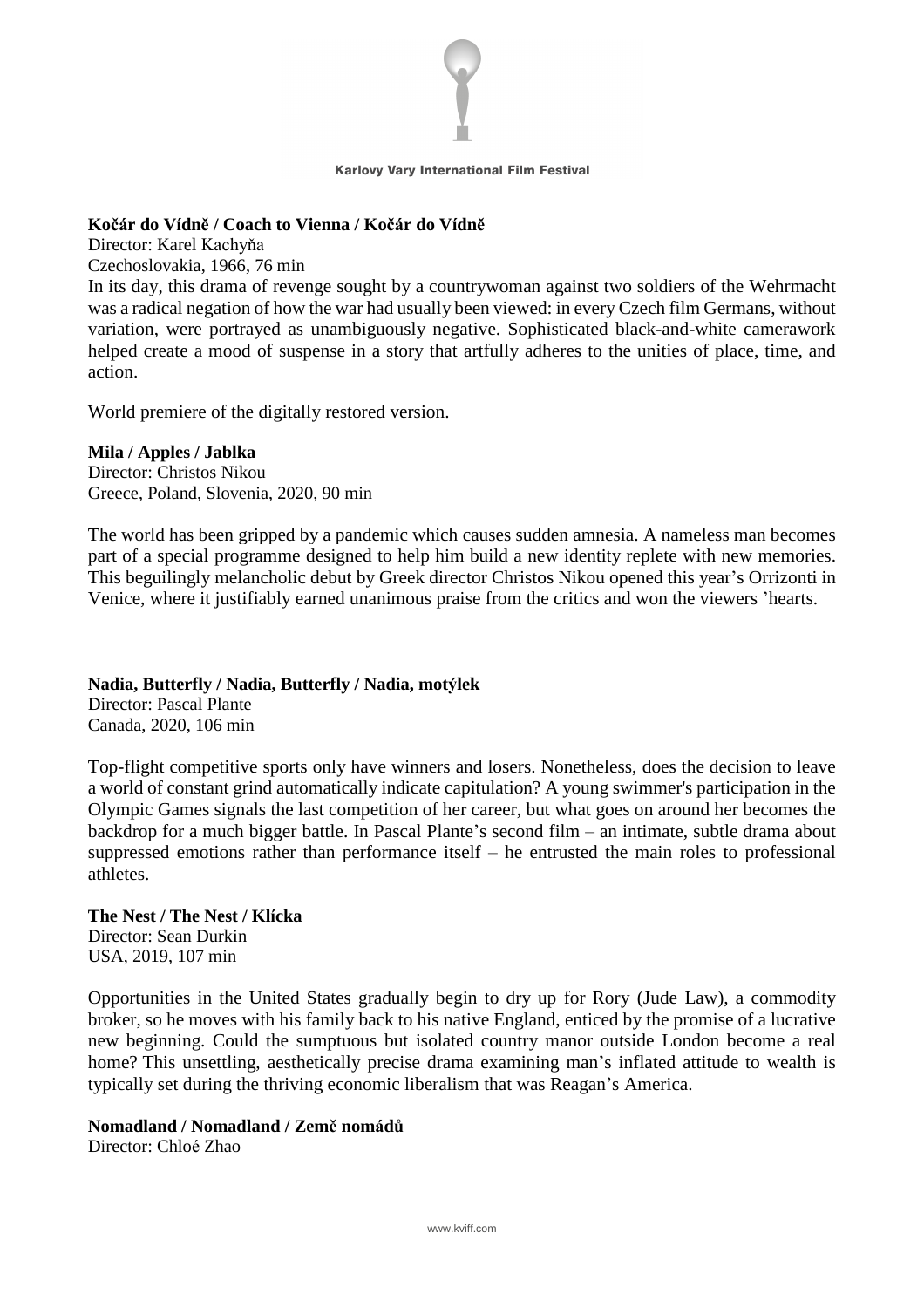**Kočár do Vídně / Coach to Vienna / Kočár do Vídně**
Director: Karel Kachyňa
Czechoslovakia, 1966, 76 min
In its day, this drama of revenge sought by a countrywoman against two soldiers of the Wehrmacht was a radical negation of how the war had usually been viewed: in every Czech film Germans, without variation, were portrayed as unambiguously negative. Sophisticated black-and-white camerawork helped create a mood of suspense in a story that artfully adheres to the unities of place, time, and action.

World premiere of the digitally restored version.

**Mila / Apples / Jablka**
Director: Christos Nikou
Greece, Poland, Slovenia, 2020, 90 min

The world has been gripped by a pandemic which causes sudden amnesia. A nameless man becomes part of a special programme designed to help him build a new identity replete with new memories. This beguilingly melancholic debut by Greek director Christos Nikou opened this year's Orrizonti in Venice, where it justifiably earned unanimous praise from the critics and won the viewers 'hearts.

**Nadia, Butterfly / Nadia, Butterfly / Nadia, motýlek**
Director: Pascal Plante
Canada, 2020, 106 min

Top-flight competitive sports only have winners and losers. Nonetheless, does the decision to leave a world of constant grind automatically indicate capitulation? A young swimmer's participation in the Olympic Games signals the last competition of her career, but what goes on around her becomes the backdrop for a much bigger battle. In Pascal Plante's second film – an intimate, subtle drama about suppressed emotions rather than performance itself – he entrusted the main roles to professional athletes.

**The Nest / The Nest / Klícka**
Director: Sean Durkin
USA, 2019, 107 min

Opportunities in the United States gradually begin to dry up for Rory (Jude Law), a commodity broker, so he moves with his family back to his native England, enticed by the promise of a lucrative new beginning. Could the sumptuous but isolated country manor outside London become a real home? This unsettling, aesthetically precise drama examining man's inflated attitude to wealth is typically set during the thriving economic liberalism that was Reagan's America.

**Nomadland / Nomadland / Země nomádů**
Director: Chloé Zhao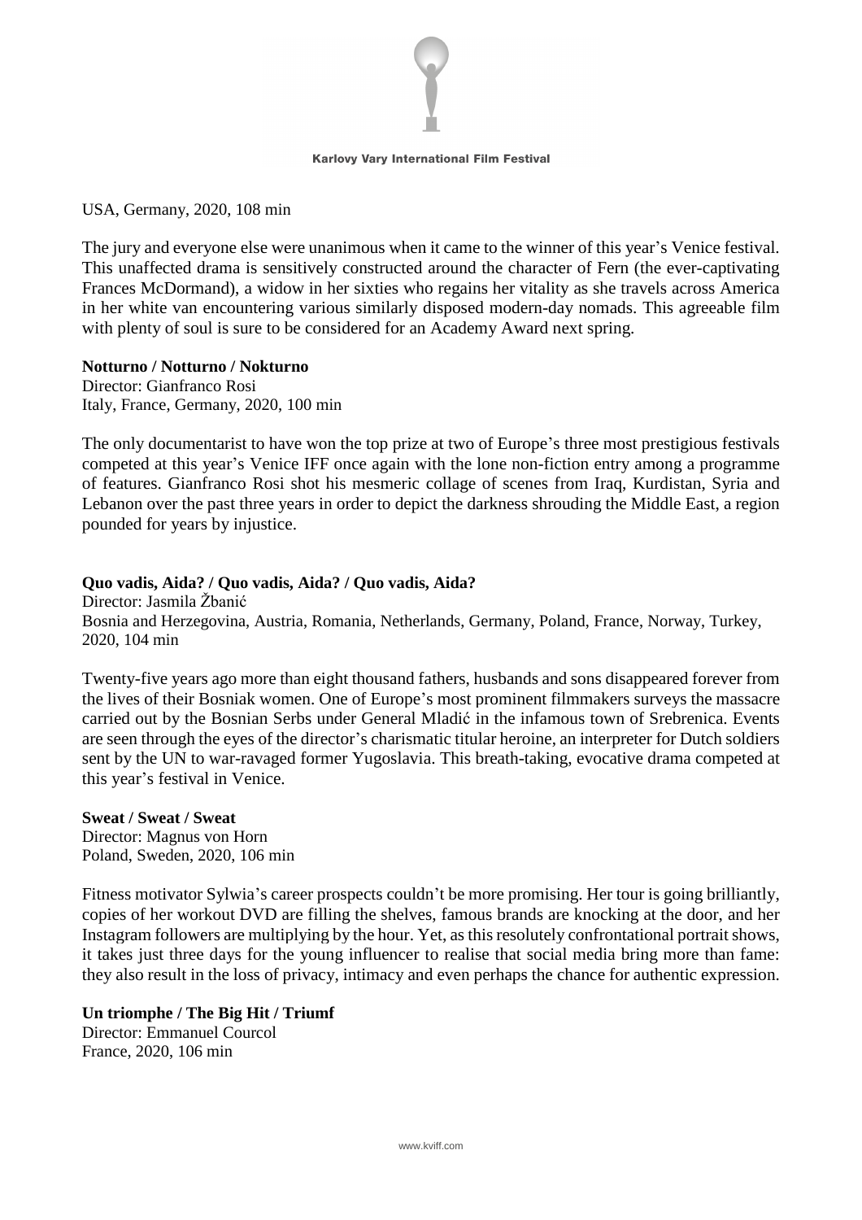USA, Germany, 2020, 108 min

The jury and everyone else were unanimous when it came to the winner of this year's Venice festival. This unaffected drama is sensitively constructed around the character of Fern (the ever-captivating Frances McDormand), a widow in her sixties who regains her vitality as she travels across America in her white van encountering various similarly disposed modern-day nomads. This agreeable film with plenty of soul is sure to be considered for an Academy Award next spring.

**Notturno / Notturno / Nokturno**
Director: Gianfranco Rosi
Italy, France, Germany, 2020, 100 min

The only documentarist to have won the top prize at two of Europe's three most prestigious festivals competed at this year's Venice IFF once again with the lone non-fiction entry among a programme of features. Gianfranco Rosi shot his mesmeric collage of scenes from Iraq, Kurdistan, Syria and Lebanon over the past three years in order to depict the darkness shrouding the Middle East, a region pounded for years by injustice.

**Quo vadis, Aida? / Quo vadis, Aida? / Quo vadis, Aida?**
Director: Jasmila Žbanić
Bosnia and Herzegovina, Austria, Romania, Netherlands, Germany, Poland, France, Norway, Turkey, 2020, 104 min

Twenty-five years ago more than eight thousand fathers, husbands and sons disappeared forever from the lives of their Bosniak women. One of Europe's most prominent filmmakers surveys the massacre carried out by the Bosnian Serbs under General Mladić in the infamous town of Srebrenica. Events are seen through the eyes of the director's charismatic titular heroine, an interpreter for Dutch soldiers sent by the UN to war-ravaged former Yugoslavia. This breath-taking, evocative drama competed at this year's festival in Venice.

**Sweat / Sweat / Sweat**
Director: Magnus von Horn
Poland, Sweden, 2020, 106 min

Fitness motivator Sylwia's career prospects couldn't be more promising. Her tour is going brilliantly, copies of her workout DVD are filling the shelves, famous brands are knocking at the door, and her Instagram followers are multiplying by the hour. Yet, as this resolutely confrontational portrait shows, it takes just three days for the young influencer to realise that social media bring more than fame: they also result in the loss of privacy, intimacy and even perhaps the chance for authentic expression.

**Un triomphe / The Big Hit / Triumf**
Director: Emmanuel Courcol
France, 2020, 106 min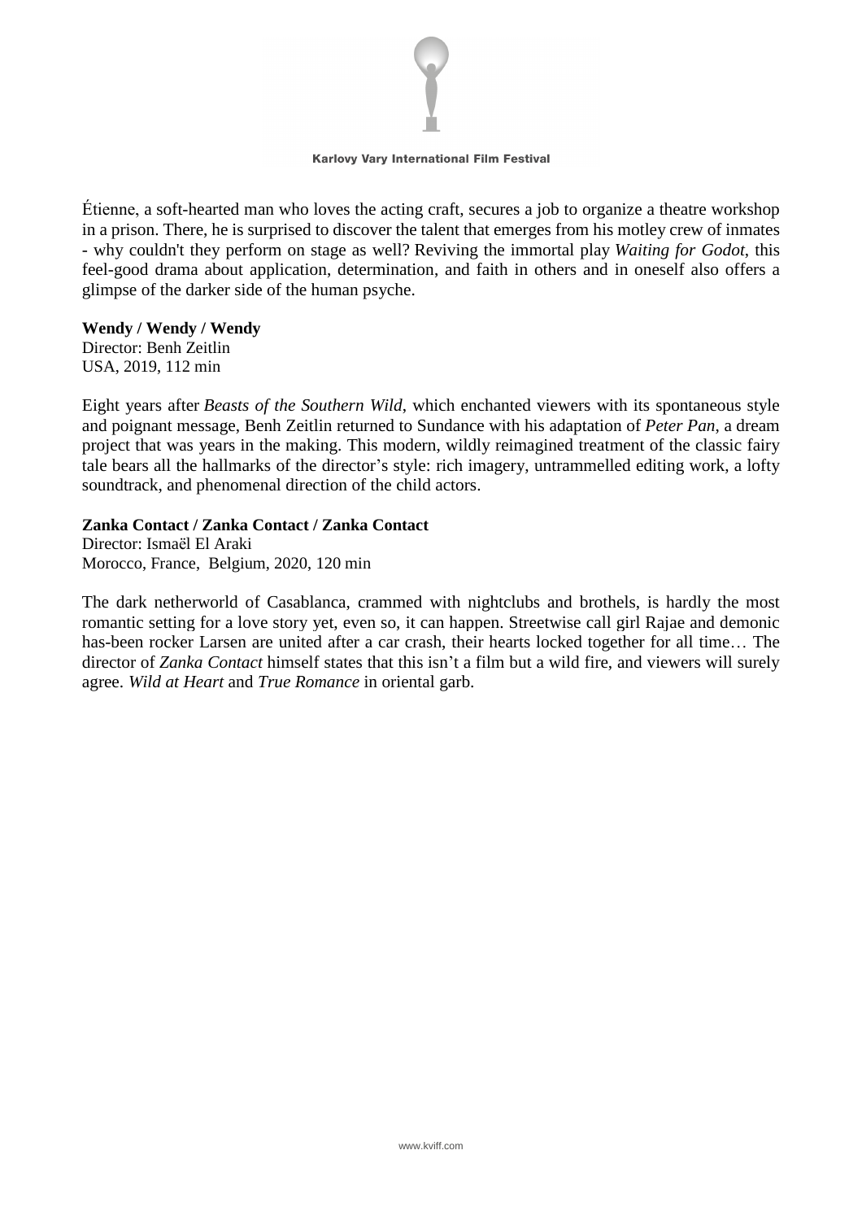Étienne, a soft-hearted man who loves the acting craft, secures a job to organize a theatre workshop in a prison. There, he is surprised to discover the talent that emerges from his motley crew of inmates - why couldn't they perform on stage as well? Reviving the immortal play *Waiting for Godot*, this feel-good drama about application, determination, and faith in others and in oneself also offers a glimpse of the darker side of the human psyche.

**Wendy / Wendy / Wendy**
Director: Benh Zeitlin
USA, 2019, 112 min

Eight years after *Beasts of the Southern Wild*, which enchanted viewers with its spontaneous style and poignant message, Benh Zeitlin returned to Sundance with his adaptation of *Peter Pan*, a dream project that was years in the making. This modern, wildly reimagined treatment of the classic fairy tale bears all the hallmarks of the director's style: rich imagery, untrammelled editing work, a lofty soundtrack, and phenomenal direction of the child actors.

**Zanka Contact / Zanka Contact / Zanka Contact**
Director: Ismaël El Araki
Morocco, France, Belgium, 2020, 120 min

The dark netherworld of Casablanca, crammed with nightclubs and brothels, is hardly the most romantic setting for a love story yet, even so, it can happen. Streetwise call girl Rajae and demonic has-been rocker Larsen are united after a car crash, their hearts locked together for all time… The director of *Zanka Contact* himself states that this isn't a film but a wild fire, and viewers will surely agree. *Wild at Heart* and *True Romance* in oriental garb.